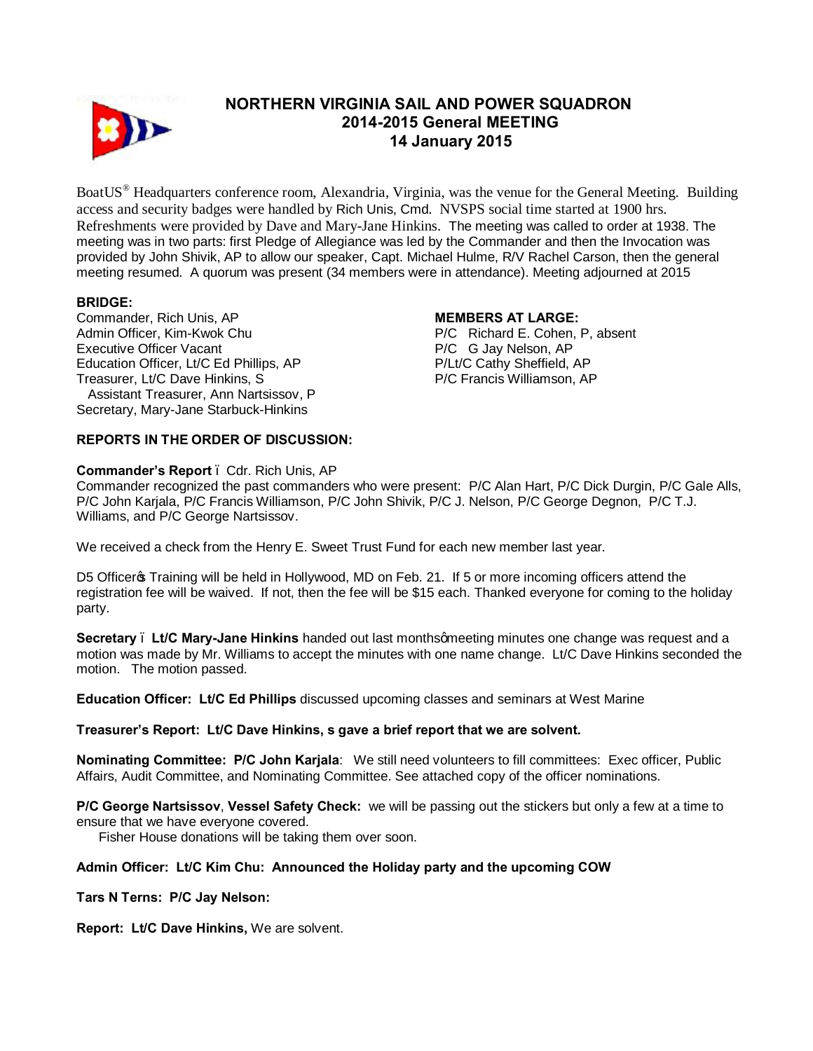# NORTHERN VIRGINIA SAIL AND POWER SQUADRON
## 2014-2015 General MEETING
## 14 January 2015

BoatUS® Headquarters conference room, Alexandria, Virginia, was the venue for the General Meeting. Building access and security badges were handled by Rich Unis, Cmd. NVSPS social time started at 1900 hrs. Refreshments were provided by Dave and Mary-Jane Hinkins. The meeting was called to order at 1938. The meeting was in two parts: first Pledge of Allegiance was led by the Commander and then the Invocation was provided by John Shivik, AP to allow our speaker, Capt. Michael Hulme, R/V Rachel Carson, then the general meeting resumed. A quorum was present (34 members were in attendance). Meeting adjourned at 2015

**BRIDGE:**

Commander, Rich Unis, AP
Admin Officer, Kim-Kwok Chu
Executive Officer Vacant
Education Officer, Lt/C Ed Phillips, AP
Treasurer, Lt/C Dave Hinkins, S
  Assistant Treasurer, Ann Nartsissov, P
Secretary, Mary-Jane Starbuck-Hinkins

**MEMBERS AT LARGE:**

P/C Richard E. Cohen, P, absent
P/C G Jay Nelson, AP
P/Lt/C Cathy Sheffield, AP
P/C Francis Williamson, AP

**REPORTS IN THE ORDER OF DISCUSSION:**

**Commander's Report** – Cdr. Rich Unis, AP
Commander recognized the past commanders who were present: P/C Alan Hart, P/C Dick Durgin, P/C Gale Alls, P/C John Karjala, P/C Francis Williamson, P/C John Shivik, P/C J. Nelson, P/C George Degnon, P/C T.J. Williams, and P/C George Nartsissov.

We received a check from the Henry E. Sweet Trust Fund for each new member last year.

D5 Officer's Training will be held in Hollywood, MD on Feb. 21. If 5 or more incoming officers attend the registration fee will be waived. If not, then the fee will be $15 each. Thanked everyone for coming to the holiday party.

**Secretary – Lt/C Mary-Jane Hinkins** handed out last months' meeting minutes one change was request and a motion was made by Mr. Williams to accept the minutes with one name change. Lt/C Dave Hinkins seconded the motion. The motion passed.

**Education Officer: Lt/C Ed Phillips** discussed upcoming classes and seminars at West Marine

**Treasurer's Report: Lt/C Dave Hinkins, s gave a brief report that we are solvent.**

**Nominating Committee: P/C John Karjala**: We still need volunteers to fill committees: Exec officer, Public Affairs, Audit Committee, and Nominating Committee. See attached copy of the officer nominations.

**P/C George Nartsissov**, **Vessel Safety Check:** we will be passing out the stickers but only a few at a time to ensure that we have everyone covered.
  Fisher House donations will be taking them over soon.

**Admin Officer: Lt/C Kim Chu: Announced the Holiday party and the upcoming COW**

**Tars N Terns: P/C Jay Nelson:**

**Report: Lt/C Dave Hinkins,** We are solvent.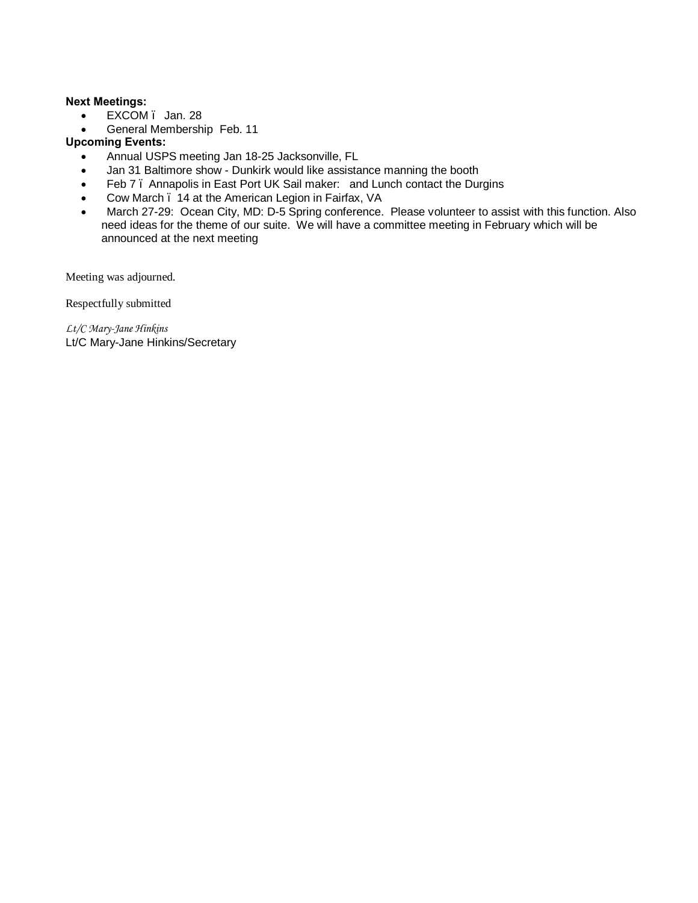**Next Meetings:**

- EXCOM – Jan. 28
- General Membership Feb. 11

**Upcoming Events:**

- Annual USPS meeting Jan 18-25 Jacksonville, FL
- Jan 31 Baltimore show - Dunkirk would like assistance manning the booth
- Feb 7 – Annapolis in East Port UK Sail maker: and Lunch contact the Durgins
- Cow March – 14 at the American Legion in Fairfax, VA
- March 27-29: Ocean City, MD: D-5 Spring conference. Please volunteer to assist with this function. Also need ideas for the theme of our suite. We will have a committee meeting in February which will be announced at the next meeting

Meeting was adjourned.

Respectfully submitted

*Lt/C Mary-Jane Hinkins*

Lt/C Mary-Jane Hinkins/Secretary